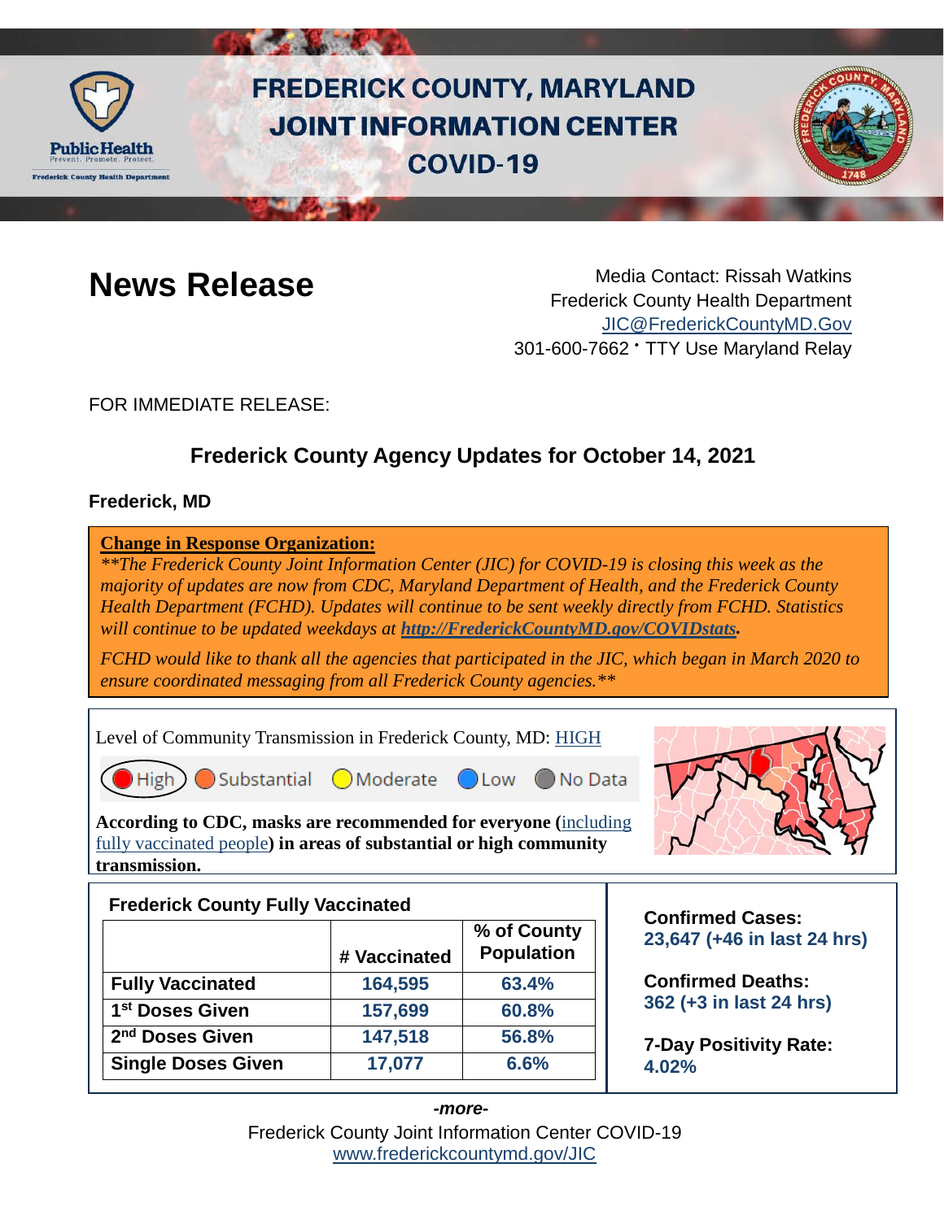# FREDERICK COUNTY, MARYLAND JOINT INFORMATION CENTER COVID-19

# News Release

Media Contact: Rissah Watkins
Frederick County Health Department
JIC@FrederickCountyMD.Gov
301-600-7662 · TTY Use Maryland Relay

FOR IMMEDIATE RELEASE:

## Frederick County Agency Updates for October 14, 2021

**Frederick, MD**

**Change in Response Organization:**

*\*\*The Frederick County Joint Information Center (JIC) for COVID-19 is closing this week as the majority of updates are now from CDC, Maryland Department of Health, and the Frederick County Health Department (FCHD). Updates will continue to be sent weekly directly from FCHD. Statistics will continue to be updated weekdays at* ***http://FrederickCountyMD.gov/COVIDstats.***

*FCHD would like to thank all the agencies that participated in the JIC, which began in March 2020 to ensure coordinated messaging from all Frederick County agencies.\*\**

Level of Community Transmission in Frederick County, MD: HIGH

High | Substantial | Moderate | Low | No Data

**According to CDC, masks are recommended for everyone (**including fully vaccinated people**) in areas of substantial or high community transmission.**

**Frederick County Fully Vaccinated**

| | # Vaccinated | % of County Population |
|---|---|---|
| **Fully Vaccinated** | **164,595** | **63.4%** |
| **1st Doses Given** | **157,699** | **60.8%** |
| **2nd Doses Given** | **147,518** | **56.8%** |
| **Single Doses Given** | **17,077** | **6.6%** |

**Confirmed Cases:**
**23,647 (+46 in last 24 hrs)**

**Confirmed Deaths:**
**362 (+3 in last 24 hrs)**

**7-Day Positivity Rate:**
**4.02%**

***-more-***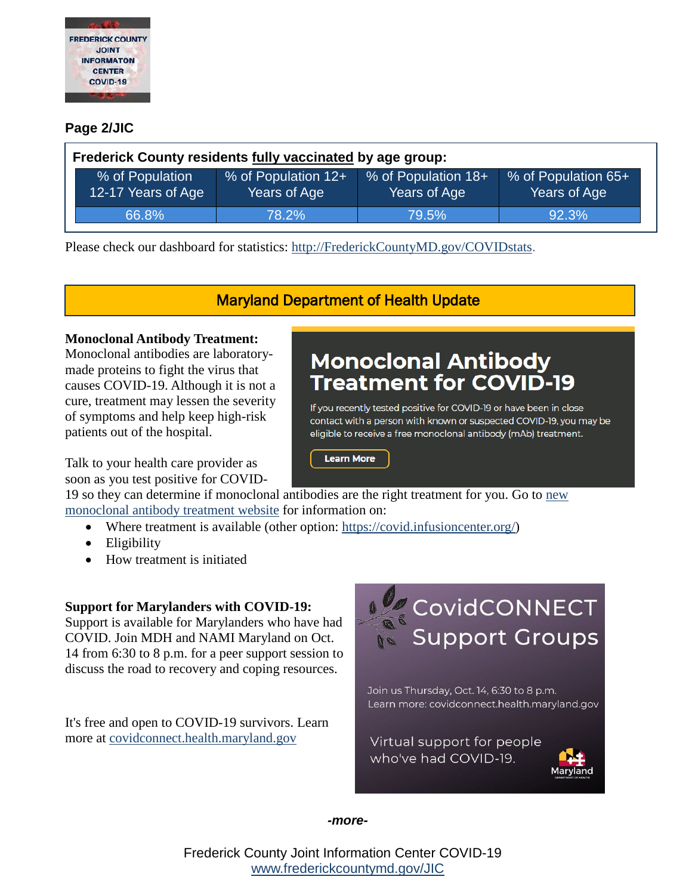**Page 2/JIC**

**Frederick County residents fully vaccinated by age group:**

| % of Population 12-17 Years of Age | % of Population 12+ Years of Age | % of Population 18+ Years of Age | % of Population 65+ Years of Age |
|---|---|---|---|
| 66.8% | 78.2% | 79.5% | 92.3% |

Please check our dashboard for statistics: http://FrederickCountyMD.gov/COVIDstats.

## Maryland Department of Health Update

**Monoclonal Antibody Treatment:** Monoclonal antibodies are laboratory-made proteins to fight the virus that causes COVID-19. Although it is not a cure, treatment may lessen the severity of symptoms and help keep high-risk patients out of the hospital.

Talk to your health care provider as soon as you test positive for COVID-19 so they can determine if monoclonal antibodies are the right treatment for you. Go to new monoclonal antibody treatment website for information on:

- Where treatment is available (other option: https://covid.infusioncenter.org/)
- Eligibility
- How treatment is initiated

**Monoclonal Antibody Treatment for COVID-19**

If you recently tested positive for COVID-19 or have been in close contact with a person with known or suspected COVID-19, you may be eligible to receive a free monoclonal antibody (mAb) treatment.

Learn More

**Support for Marylanders with COVID-19:** Support is available for Marylanders who have had COVID. Join MDH and NAMI Maryland on Oct. 14 from 6:30 to 8 p.m. for a peer support session to discuss the road to recovery and coping resources.

It's free and open to COVID-19 survivors. Learn more at covidconnect.health.maryland.gov

**CovidCONNECT Support Groups**

Join us Thursday, Oct. 14, 6:30 to 8 p.m.
Learn more: covidconnect.health.maryland.gov

Virtual support for people who've had COVID-19.

Maryland Department of Health

*-more-*

Frederick County Joint Information Center COVID-19
www.frederickcountymd.gov/JIC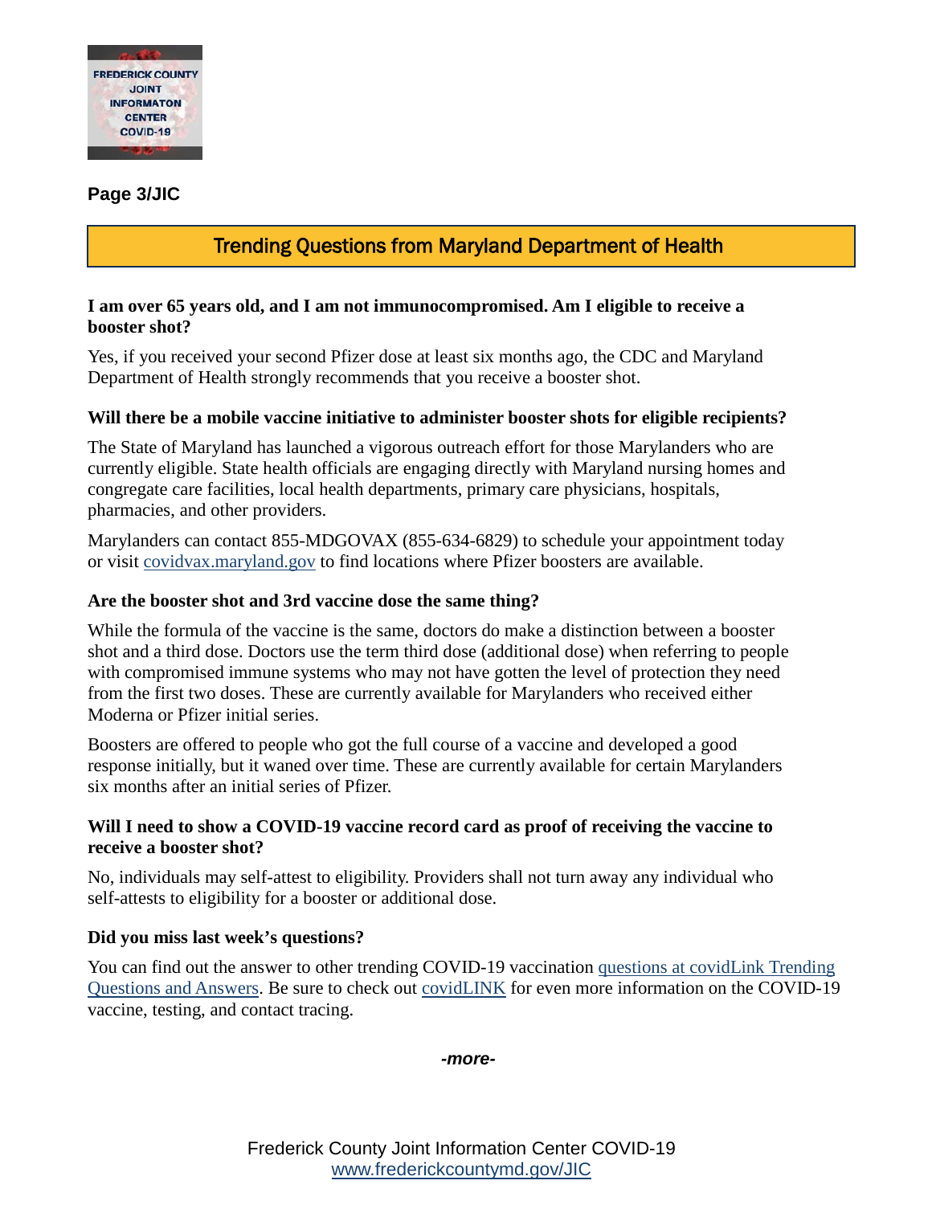## Trending Questions from Maryland Department of Health

**I am over 65 years old, and I am not immunocompromised. Am I eligible to receive a booster shot?**

Yes, if you received your second Pfizer dose at least six months ago, the CDC and Maryland Department of Health strongly recommends that you receive a booster shot.

**Will there be a mobile vaccine initiative to administer booster shots for eligible recipients?**

The State of Maryland has launched a vigorous outreach effort for those Marylanders who are currently eligible. State health officials are engaging directly with Maryland nursing homes and congregate care facilities, local health departments, primary care physicians, hospitals, pharmacies, and other providers.

Marylanders can contact 855-MDGOVAX (855-634-6829) to schedule your appointment today or visit [covidvax.maryland.gov](covidvax.maryland.gov) to find locations where Pfizer boosters are available.

**Are the booster shot and 3rd vaccine dose the same thing?**

While the formula of the vaccine is the same, doctors do make a distinction between a booster shot and a third dose. Doctors use the term third dose (additional dose) when referring to people with compromised immune systems who may not have gotten the level of protection they need from the first two doses. These are currently available for Marylanders who received either Moderna or Pfizer initial series.

Boosters are offered to people who got the full course of a vaccine and developed a good response initially, but it waned over time. These are currently available for certain Marylanders six months after an initial series of Pfizer.

**Will I need to show a COVID-19 vaccine record card as proof of receiving the vaccine to receive a booster shot?**

No, individuals may self-attest to eligibility. Providers shall not turn away any individual who self-attests to eligibility for a booster or additional dose.

**Did you miss last week's questions?**

You can find out the answer to other trending COVID-19 vaccination questions at covidLink Trending Questions and Answers. Be sure to check out covidLINK for even more information on the COVID-19 vaccine, testing, and contact tracing.

*-more-*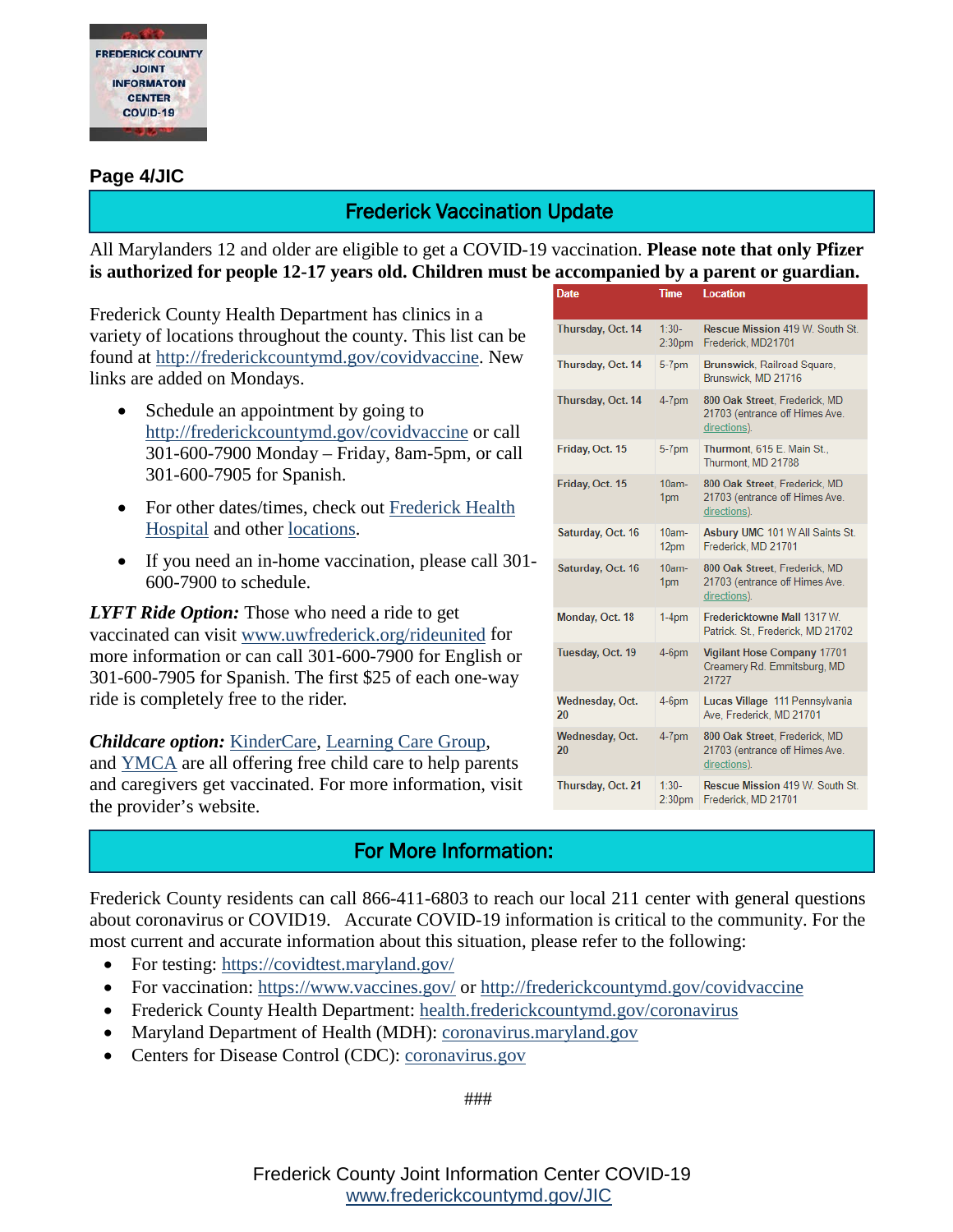**Page 4/JIC**

## Frederick Vaccination Update

All Marylanders 12 and older are eligible to get a COVID-19 vaccination. **Please note that only Pfizer is authorized for people 12-17 years old. Children must be accompanied by a parent or guardian.**

Frederick County Health Department has clinics in a variety of locations throughout the county. This list can be found at http://frederickcountymd.gov/covidvaccine. New links are added on Mondays.

- Schedule an appointment by going to http://frederickcountymd.gov/covidvaccine or call 301-600-7900 Monday – Friday, 8am-5pm, or call 301-600-7905 for Spanish.
- For other dates/times, check out Frederick Health Hospital and other locations.
- If you need an in-home vaccination, please call 301-600-7900 to schedule.

***LYFT Ride Option:*** Those who need a ride to get vaccinated can visit www.uwfrederick.org/rideunited for more information or can call 301-600-7900 for English or 301-600-7905 for Spanish. The first $25 of each one-way ride is completely free to the rider.

***Childcare option:*** KinderCare, Learning Care Group, and YMCA are all offering free child care to help parents and caregivers get vaccinated. For more information, visit the provider's website.

| Date | Time | Location |
|---|---|---|
| Thursday, Oct. 14 | 1:30-2:30pm | **Rescue Mission** 419 W. South St. Frederick, MD21701 |
| Thursday, Oct. 14 | 5-7pm | **Brunswick**, Railroad Square, Brunswick, MD 21716 |
| Thursday, Oct. 14 | 4-7pm | **800 Oak Street**, Frederick, MD 21703 (entrance off Himes Ave. directions). |
| Friday, Oct. 15 | 5-7pm | **Thurmont**, 615 E. Main St., Thurmont, MD 21788 |
| Friday, Oct. 15 | 10am-1pm | **800 Oak Street**, Frederick, MD 21703 (entrance off Himes Ave. directions). |
| Saturday, Oct. 16 | 10am-12pm | **Asbury UMC** 101 W All Saints St. Frederick, MD 21701 |
| Saturday, Oct. 16 | 10am-1pm | **800 Oak Street**, Frederick, MD 21703 (entrance off Himes Ave. directions). |
| Monday, Oct. 18 | 1-4pm | **Fredericktowne Mall** 1317 W. Patrick. St., Frederick, MD 21702 |
| Tuesday, Oct. 19 | 4-6pm | **Vigilant Hose Company** 17701 Creamery Rd. Emmitsburg, MD 21727 |
| Wednesday, Oct. 20 | 4-6pm | **Lucas Village** 111 Pennsylvania Ave, Frederick, MD 21701 |
| Wednesday, Oct. 20 | 4-7pm | **800 Oak Street**, Frederick, MD 21703 (entrance off Himes Ave. directions). |
| Thursday, Oct. 21 | 1:30-2:30pm | **Rescue Mission** 419 W. South St. Frederick, MD 21701 |

## For More Information:

Frederick County residents can call 866-411-6803 to reach our local 211 center with general questions about coronavirus or COVID19. Accurate COVID-19 information is critical to the community. For the most current and accurate information about this situation, please refer to the following:

- For testing: https://covidtest.maryland.gov/
- For vaccination: https://www.vaccines.gov/ or http://frederickcountymd.gov/covidvaccine
- Frederick County Health Department: health.frederickcountymd.gov/coronavirus
- Maryland Department of Health (MDH): coronavirus.maryland.gov
- Centers for Disease Control (CDC): coronavirus.gov

###